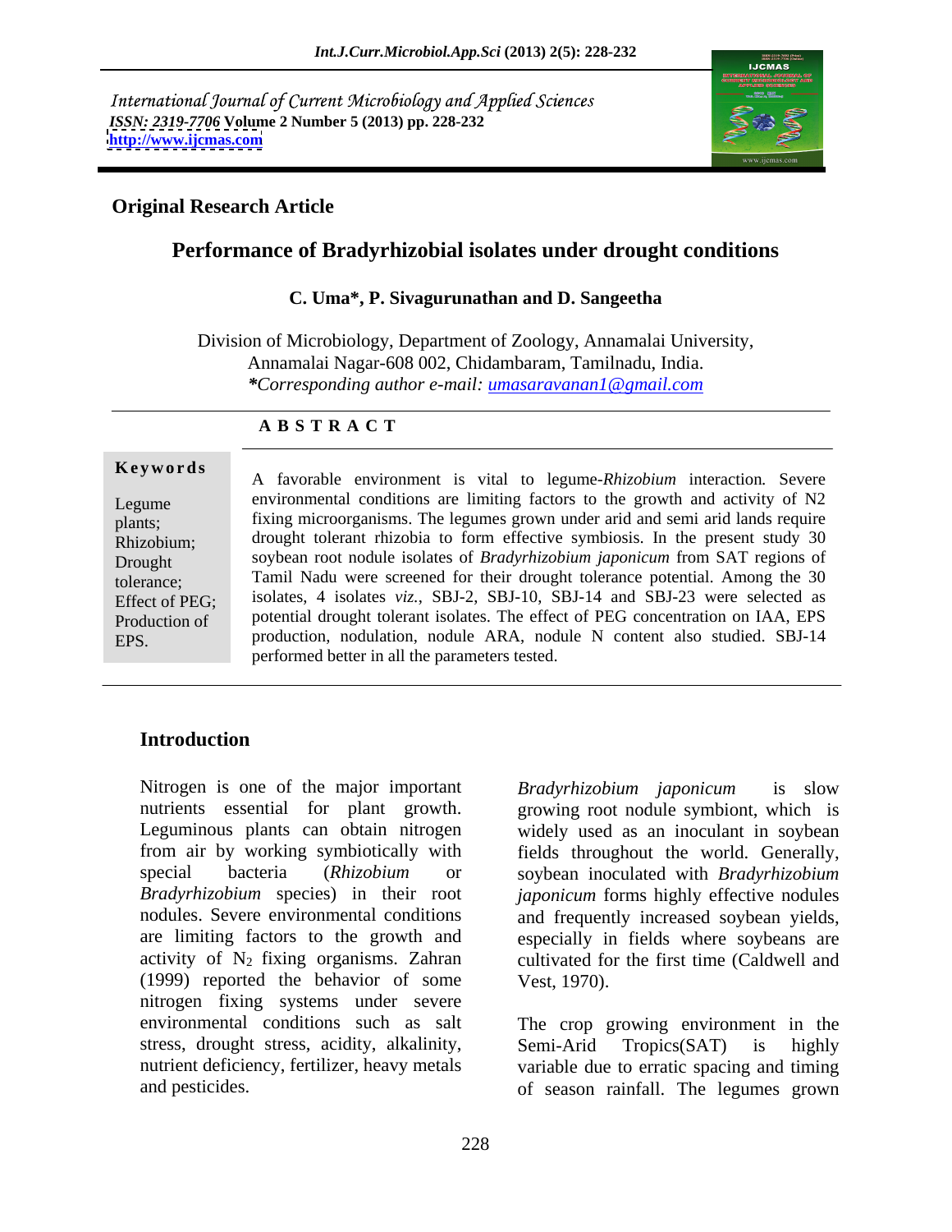International Journal of Current Microbiology and Applied Sciences
*ISSN: 2319-7706* **Volume 2 Number 5 (2013) pp. 228-232**
**http://www.ijcmas.com**

**Original Research Article**

# Performance of Bradyrhizobial isolates under drought conditions

**C. Uma\*, P. Sivagurunathan and D. Sangeetha**

Division of Microbiology, Department of Zoology, Annamalai University, Annamalai Nagar-608 002, Chidambaram, Tamilnadu, India.
*\*Corresponding author e-mail: umasaravanan1@gmail.com*

## A B S T R A C T

**Keywords**

Legume plants; Rhizobium; Drought tolerance; Effect of PEG; Production of EPS.

A favorable environment is vital to legume-*Rhizobium* interaction. Severe environmental conditions are limiting factors to the growth and activity of N2 fixing microorganisms. The legumes grown under arid and semi arid lands require drought tolerant rhizobia to form effective symbiosis. In the present study 30 soybean root nodule isolates of *Bradyrhizobium japonicum* from SAT regions of Tamil Nadu were screened for their drought tolerance potential. Among the 30 isolates, 4 isolates *viz.*, SBJ-2, SBJ-10, SBJ-14 and SBJ-23 were selected as potential drought tolerant isolates. The effect of PEG concentration on IAA, EPS production, nodulation, nodule ARA, nodule N content also studied. SBJ-14 performed better in all the parameters tested.

## Introduction

Nitrogen is one of the major important nutrients essential for plant growth. Leguminous plants can obtain nitrogen from air by working symbiotically with special bacteria (*Rhizobium* or *Bradyrhizobium* species) in their root nodules. Severe environmental conditions are limiting factors to the growth and activity of $N_2$ fixing organisms. Zahran (1999) reported the behavior of some nitrogen fixing systems under severe environmental conditions such as salt stress, drought stress, acidity, alkalinity, nutrient deficiency, fertilizer, heavy metals and pesticides.

*Bradyrhizobium japonicum* is slow growing root nodule symbiont, which is widely used as an inoculant in soybean fields throughout the world. Generally, soybean inoculated with *Bradyrhizobium japonicum* forms highly effective nodules and frequently increased soybean yields, especially in fields where soybeans are cultivated for the first time (Caldwell and Vest, 1970).

The crop growing environment in the Semi-Arid Tropics(SAT) is highly variable due to erratic spacing and timing of season rainfall. The legumes grown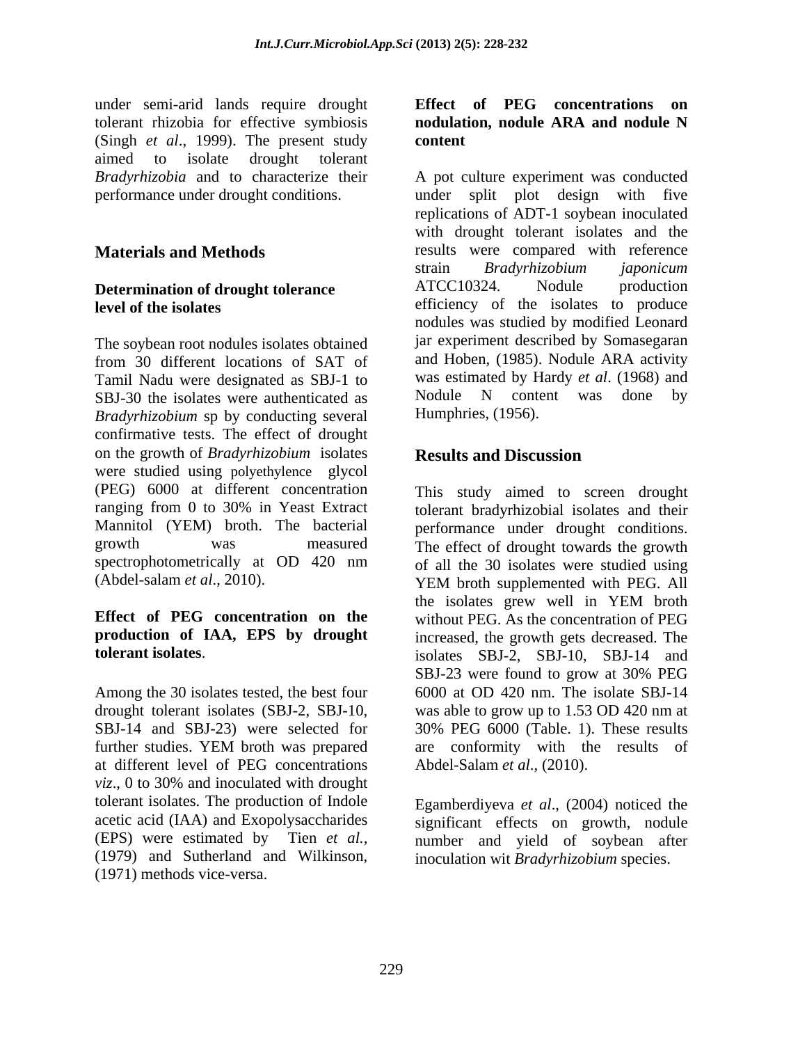under semi-arid lands require drought tolerant rhizobia for effective symbiosis (Singh *et al*., 1999). The present study aimed to isolate drought tolerant *Bradyrhizobia* and to characterize their performance under drought conditions.

## Materials and Methods

### Determination of drought tolerance level of the isolates

The soybean root nodules isolates obtained from 30 different locations of SAT of Tamil Nadu were designated as SBJ-1 to SBJ-30 the isolates were authenticated as *Bradyrhizobium* sp by conducting several confirmative tests. The effect of drought on the growth of *Bradyrhizobium* isolates were studied using polyethylence glycol (PEG) 6000 at different concentration ranging from 0 to 30% in Yeast Extract Mannitol (YEM) broth. The bacterial growth was measured spectrophotometrically at OD 420 nm (Abdel-salam *et al*., 2010).

### Effect of PEG concentration on the production of IAA, EPS by drought tolerant isolates.

Among the 30 isolates tested, the best four drought tolerant isolates (SBJ-2, SBJ-10, SBJ-14 and SBJ-23) were selected for further studies. YEM broth was prepared at different level of PEG concentrations *viz*., 0 to 30% and inoculated with drought tolerant isolates. The production of Indole acetic acid (IAA) and Exopolysaccharides (EPS) were estimated by Tien *et al.*, (1979) and Sutherland and Wilkinson, (1971) methods vice-versa.

### Effect of PEG concentrations on nodulation, nodule ARA and nodule N content

A pot culture experiment was conducted under split plot design with five replications of ADT-1 soybean inoculated with drought tolerant isolates and the results were compared with reference strain *Bradyrhizobium japonicum* ATCC10324. Nodule production efficiency of the isolates to produce nodules was studied by modified Leonard jar experiment described by Somasegaran and Hoben, (1985). Nodule ARA activity was estimated by Hardy *et al*. (1968) and Nodule N content was done by Humphries, (1956).

## Results and Discussion

This study aimed to screen drought tolerant bradyrhizobial isolates and their performance under drought conditions. The effect of drought towards the growth of all the 30 isolates were studied using YEM broth supplemented with PEG. All the isolates grew well in YEM broth without PEG. As the concentration of PEG increased, the growth gets decreased. The isolates SBJ-2, SBJ-10, SBJ-14 and SBJ-23 were found to grow at 30% PEG 6000 at OD 420 nm. The isolate SBJ-14 was able to grow up to 1.53 OD 420 nm at 30% PEG 6000 (Table. 1). These results are conformity with the results of Abdel-Salam *et al*., (2010).

Egamberdiyeva *et al*., (2004) noticed the significant effects on growth, nodule number and yield of soybean after inoculation wit *Bradyrhizobium* species.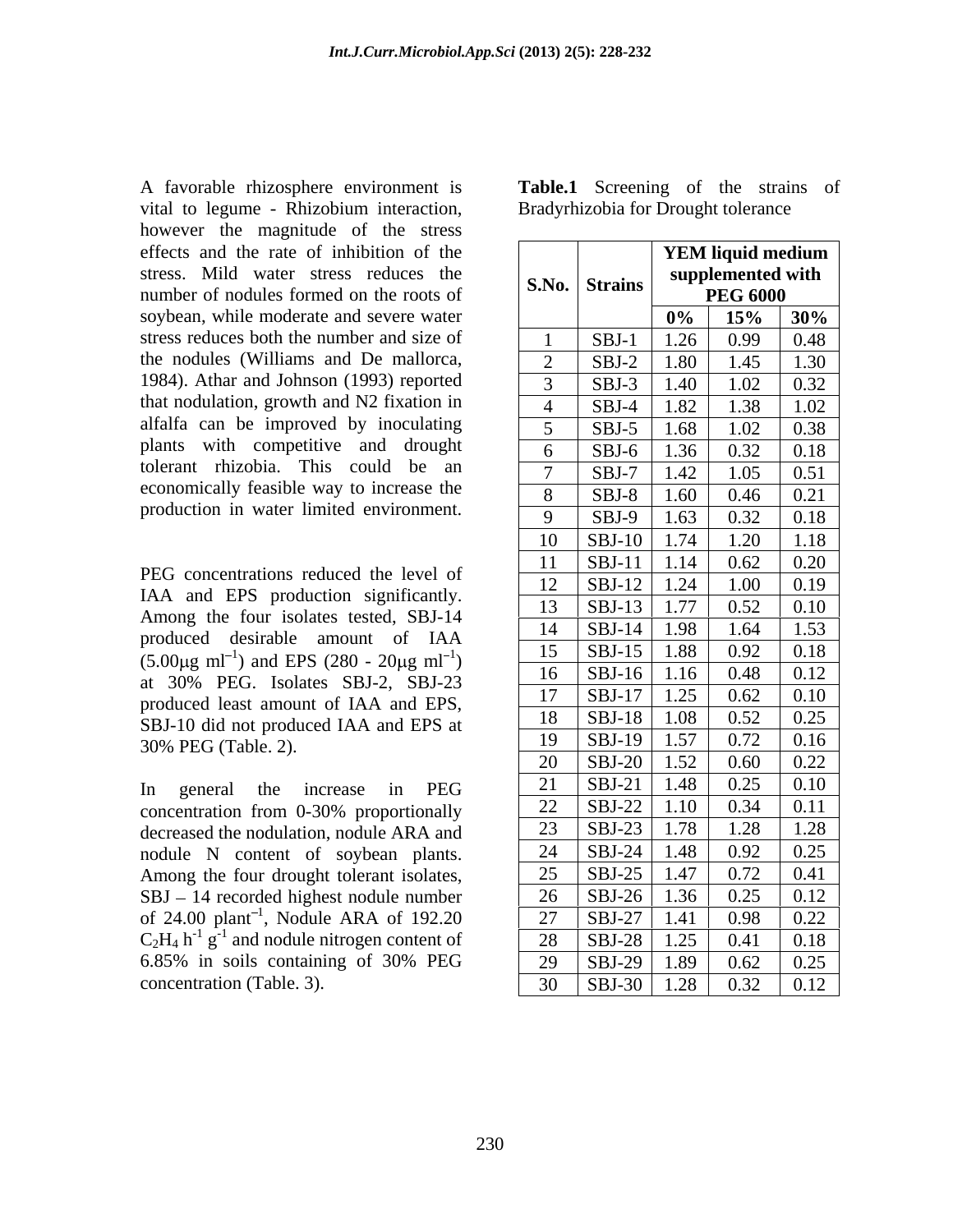A favorable rhizosphere environment is vital to legume - Rhizobium interaction, however the magnitude of the stress effects and the rate of inhibition of the stress. Mild water stress reduces the number of nodules formed on the roots of soybean, while moderate and severe water stress reduces both the number and size of the nodules (Williams and De mallorca, 1984). Athar and Johnson (1993) reported that nodulation, growth and N2 fixation in alfalfa can be improved by inoculating plants with competitive and drought tolerant rhizobia. This could be an economically feasible way to increase the production in water limited environment.

PEG concentrations reduced the level of IAA and EPS production significantly. Among the four isolates tested, SBJ-14 produced desirable amount of IAA ($5.00\mu g\ ml^{-1}$) and EPS ($280 - 20\mu g\ ml^{-1}$) at 30% PEG. Isolates SBJ-2, SBJ-23 produced least amount of IAA and EPS, SBJ-10 did not produced IAA and EPS at 30% PEG (Table. 2).

In general the increase in PEG concentration from 0-30% proportionally decreased the nodulation, nodule ARA and nodule N content of soybean plants. Among the four drought tolerant isolates, SBJ – 14 recorded highest nodule number of 24.00 $plant^{-1}$, Nodule ARA of 192.20 $C_2H_4\ h^{-1}\ g^{-1}$ and nodule nitrogen content of 6.85% in soils containing of 30% PEG concentration (Table. 3).

**Table.1** Screening of the strains of Bradyrhizobia for Drought tolerance

| S.No. | Strains | YEM liquid medium supplemented with PEG 6000 | | |
|---|---|---|---|---|
| | | 0% | 15% | 30% |
| 1 | SBJ-1 | 1.26 | 0.99 | 0.48 |
| 2 | SBJ-2 | 1.80 | 1.45 | 1.30 |
| 3 | SBJ-3 | 1.40 | 1.02 | 0.32 |
| 4 | SBJ-4 | 1.82 | 1.38 | 1.02 |
| 5 | SBJ-5 | 1.68 | 1.02 | 0.38 |
| 6 | SBJ-6 | 1.36 | 0.32 | 0.18 |
| 7 | SBJ-7 | 1.42 | 1.05 | 0.51 |
| 8 | SBJ-8 | 1.60 | 0.46 | 0.21 |
| 9 | SBJ-9 | 1.63 | 0.32 | 0.18 |
| 10 | SBJ-10 | 1.74 | 1.20 | 1.18 |
| 11 | SBJ-11 | 1.14 | 0.62 | 0.20 |
| 12 | SBJ-12 | 1.24 | 1.00 | 0.19 |
| 13 | SBJ-13 | 1.77 | 0.52 | 0.10 |
| 14 | SBJ-14 | 1.98 | 1.64 | 1.53 |
| 15 | SBJ-15 | 1.88 | 0.92 | 0.18 |
| 16 | SBJ-16 | 1.16 | 0.48 | 0.12 |
| 17 | SBJ-17 | 1.25 | 0.62 | 0.10 |
| 18 | SBJ-18 | 1.08 | 0.52 | 0.25 |
| 19 | SBJ-19 | 1.57 | 0.72 | 0.16 |
| 20 | SBJ-20 | 1.52 | 0.60 | 0.22 |
| 21 | SBJ-21 | 1.48 | 0.25 | 0.10 |
| 22 | SBJ-22 | 1.10 | 0.34 | 0.11 |
| 23 | SBJ-23 | 1.78 | 1.28 | 1.28 |
| 24 | SBJ-24 | 1.48 | 0.92 | 0.25 |
| 25 | SBJ-25 | 1.47 | 0.72 | 0.41 |
| 26 | SBJ-26 | 1.36 | 0.25 | 0.12 |
| 27 | SBJ-27 | 1.41 | 0.98 | 0.22 |
| 28 | SBJ-28 | 1.25 | 0.41 | 0.18 |
| 29 | SBJ-29 | 1.89 | 0.62 | 0.25 |
| 30 | SBJ-30 | 1.28 | 0.32 | 0.12 |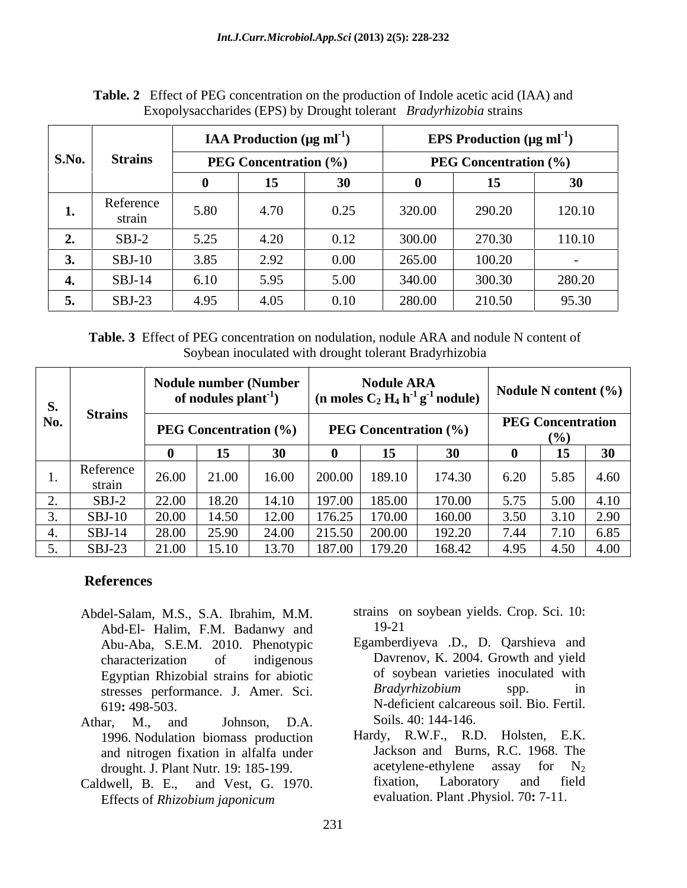**Table. 2** Effect of PEG concentration on the production of Indole acetic acid (IAA) and Exopolysaccharides (EPS) by Drought tolerant *Bradyrhizobia* strains

| S.No. | Strains | IAA Production (µg $ml^{-1}$) | | | EPS Production (µg $ml^{-1}$) | | |
|---|---|---|---|---|---|---|---|
| | | PEG Concentration (%) | | | PEG Concentration (%) | | |
| | | 0 | 15 | 30 | 0 | 15 | 30 |
| **1.** | Reference strain | 5.80 | 4.70 | 0.25 | 320.00 | 290.20 | 120.10 |
| **2.** | SBJ-2 | 5.25 | 4.20 | 0.12 | 300.00 | 270.30 | 110.10 |
| **3.** | SBJ-10 | 3.85 | 2.92 | 0.00 | 265.00 | 100.20 | - |
| **4.** | SBJ-14 | 6.10 | 5.95 | 5.00 | 340.00 | 300.30 | 280.20 |
| **5.** | SBJ-23 | 4.95 | 4.05 | 0.10 | 280.00 | 210.50 | 95.30 |

**Table. 3** Effect of PEG concentration on nodulation, nodule ARA and nodule N content of Soybean inoculated with drought tolerant Bradyrhizobia

| S. No. | Strains | Nodule number (Number of nodules $plant^{-1}$) | | | Nodule ARA (n moles $C_2H_4$ $h^{-1}$ $g^{-1}$ nodule) | | | Nodule N content (%) | | |
|---|---|---|---|---|---|---|---|---|---|---|
| | | PEG Concentration (%) | | | PEG Concentration (%) | | | PEG Concentration (%) | | |
| | | 0 | 15 | 30 | 0 | 15 | 30 | 0 | 15 | 30 |
| 1. | Reference strain | 26.00 | 21.00 | 16.00 | 200.00 | 189.10 | 174.30 | 6.20 | 5.85 | 4.60 |
| 2. | SBJ-2 | 22.00 | 18.20 | 14.10 | 197.00 | 185.00 | 170.00 | 5.75 | 5.00 | 4.10 |
| 3. | SBJ-10 | 20.00 | 14.50 | 12.00 | 176.25 | 170.00 | 160.00 | 3.50 | 3.10 | 2.90 |
| 4. | SBJ-14 | 28.00 | 25.90 | 24.00 | 215.50 | 200.00 | 192.20 | 7.44 | 7.10 | 6.85 |
| 5. | SBJ-23 | 21.00 | 15.10 | 13.70 | 187.00 | 179.20 | 168.42 | 4.95 | 4.50 | 4.00 |

## References

Abdel-Salam, M.S., S.A. Ibrahim, M.M. Abd-El- Halim, F.M. Badanwy and Abu-Aba, S.E.M. 2010. Phenotypic characterization of indigenous Egyptian Rhizobial strains for abiotic stresses performance. J. Amer. Sci. 619**:** 498-503.

Athar, M., and Johnson, D.A. 1996. Nodulation biomass production and nitrogen fixation in alfalfa under drought. J. Plant Nutr. 19: 185-199.

Caldwell, B. E., and Vest, G. 1970. Effects of *Rhizobium japonicum* strains on soybean yields. Crop. Sci. 10: 19-21

Egamberdiyeva .D., D. Qarshieva and Davrenov, K. 2004. Growth and yield of soybean varieties inoculated with *Bradyrhizobium* spp. in N-deficient calcareous soil. Bio. Fertil. Soils. 40: 144-146.

Hardy, R.W.F., R.D. Holsten, E.K. Jackson and Burns, R.C. 1968. The acetylene-ethylene assay for $N_2$ fixation, Laboratory and field evaluation. Plant .Physiol. 70**:** 7-11.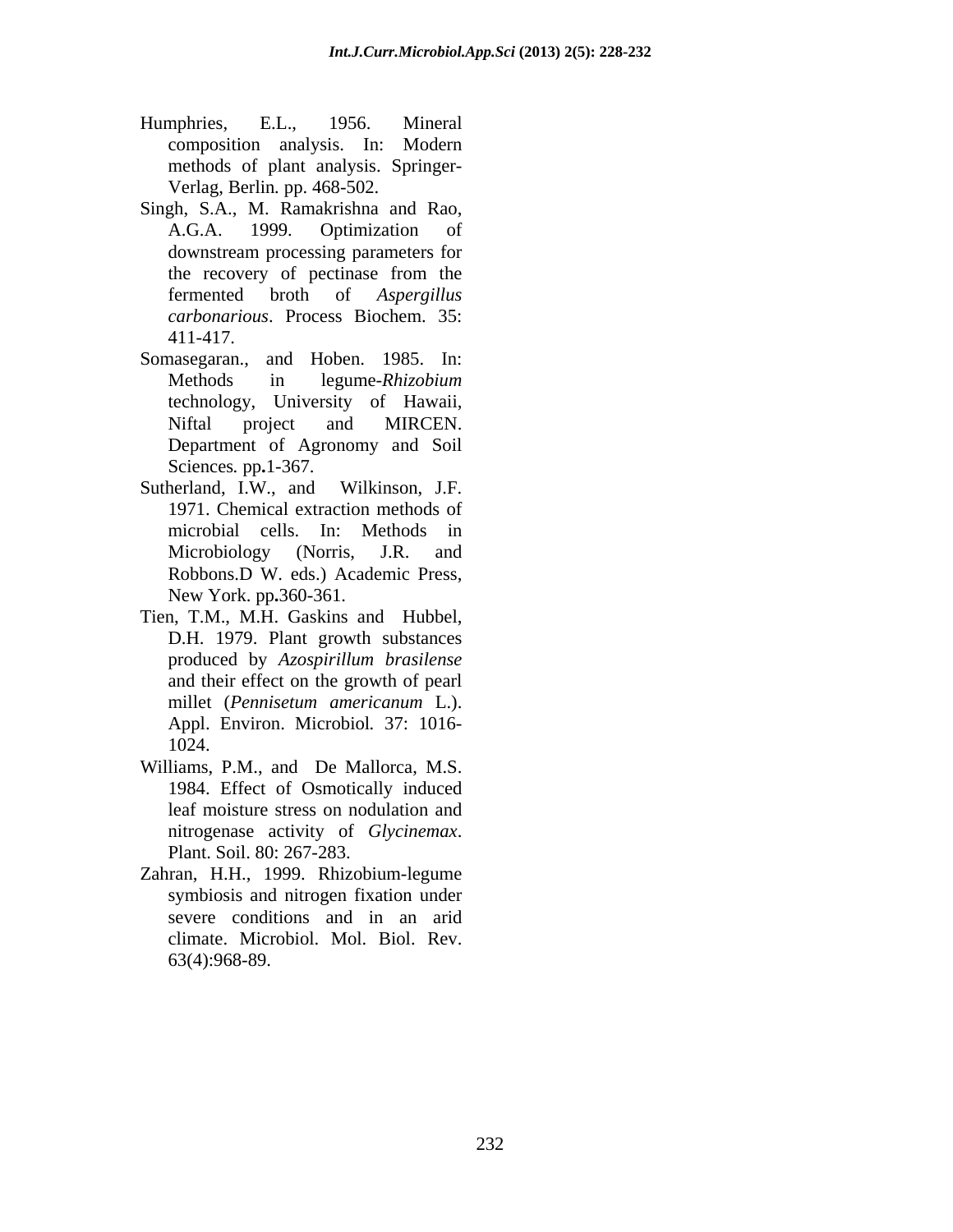Humphries, E.L., 1956. Mineral composition analysis. In: Modern methods of plant analysis. Springer-Verlag, Berlin. pp. 468-502.

Singh, S.A., M. Ramakrishna and Rao, A.G.A. 1999. Optimization of downstream processing parameters for the recovery of pectinase from the fermented broth of *Aspergillus carbonarious*. Process Biochem. 35: 411-417.

Somasegaran., and Hoben. 1985. In: Methods in legume-*Rhizobium* technology, University of Hawaii, Niftal project and MIRCEN. Department of Agronomy and Soil Sciences. pp**.**1-367.

Sutherland, I.W., and Wilkinson, J.F. 1971. Chemical extraction methods of microbial cells. In: Methods in Microbiology (Norris, J.R. and Robbons.D W. eds.) Academic Press, New York. pp**.**360-361.

Tien, T.M., M.H. Gaskins and Hubbel, D.H. 1979. Plant growth substances produced by *Azospirillum brasilense* and their effect on the growth of pearl millet (*Pennisetum americanum* L.). Appl. Environ. Microbiol. 37: 1016-1024.

Williams, P.M., and De Mallorca, M.S. 1984. Effect of Osmotically induced leaf moisture stress on nodulation and nitrogenase activity of *Glycinemax*. Plant. Soil. 80: 267-283.

Zahran, H.H., 1999. Rhizobium-legume symbiosis and nitrogen fixation under severe conditions and in an arid climate. Microbiol. Mol. Biol. Rev. 63(4):968-89.